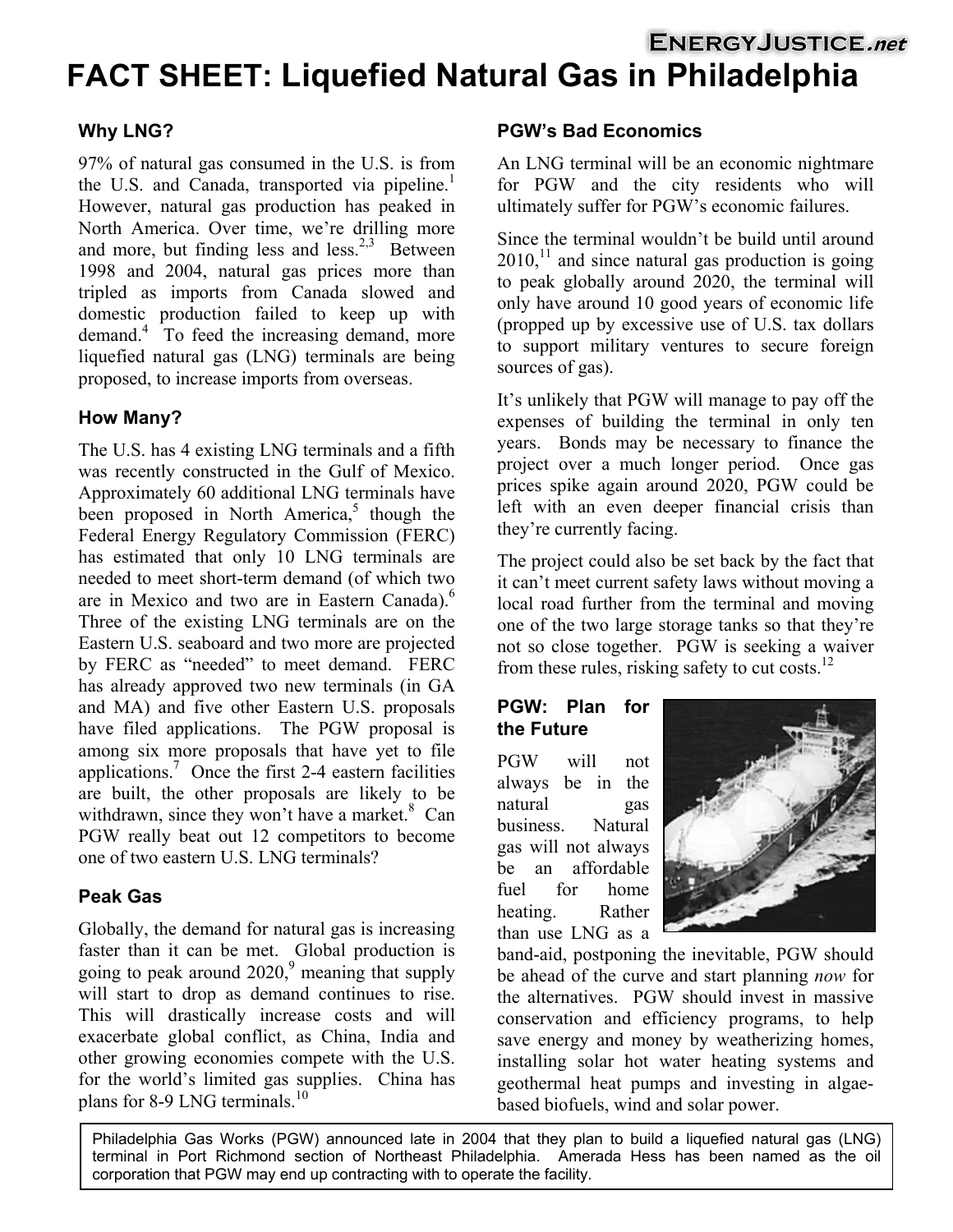# FACT SHEET: Liquefied Natural Gas in Philadelphia

## Why LNG?

97% of natural gas consumed in the U.S. is from the U.S. and Canada, transported via pipeline.[1] However, natural gas production has peaked in North America. Over time, we're drilling more and more, but finding less and less.[2,3] Between 1998 and 2004, natural gas prices more than tripled as imports from Canada slowed and domestic production failed to keep up with demand.[4] To feed the increasing demand, more liquefied natural gas (LNG) terminals are being proposed, to increase imports from overseas.

## How Many?

The U.S. has 4 existing LNG terminals and a fifth was recently constructed in the Gulf of Mexico. Approximately 60 additional LNG terminals have been proposed in North America,[5] though the Federal Energy Regulatory Commission (FERC) has estimated that only 10 LNG terminals are needed to meet short-term demand (of which two are in Mexico and two are in Eastern Canada).[6] Three of the existing LNG terminals are on the Eastern U.S. seaboard and two more are projected by FERC as "needed" to meet demand. FERC has already approved two new terminals (in GA and MA) and five other Eastern U.S. proposals have filed applications. The PGW proposal is among six more proposals that have yet to file applications.[7] Once the first 2-4 eastern facilities are built, the other proposals are likely to be withdrawn, since they won't have a market.[8] Can PGW really beat out 12 competitors to become one of two eastern U.S. LNG terminals?

## Peak Gas

Globally, the demand for natural gas is increasing faster than it can be met. Global production is going to peak around 2020,[9] meaning that supply will start to drop as demand continues to rise. This will drastically increase costs and will exacerbate global conflict, as China, India and other growing economies compete with the U.S. for the world's limited gas supplies. China has plans for 8-9 LNG terminals.[10]

## PGW's Bad Economics

An LNG terminal will be an economic nightmare for PGW and the city residents who will ultimately suffer for PGW's economic failures.

Since the terminal wouldn't be build until around 2010,[11] and since natural gas production is going to peak globally around 2020, the terminal will only have around 10 good years of economic life (propped up by excessive use of U.S. tax dollars to support military ventures to secure foreign sources of gas).

It's unlikely that PGW will manage to pay off the expenses of building the terminal in only ten years. Bonds may be necessary to finance the project over a much longer period. Once gas prices spike again around 2020, PGW could be left with an even deeper financial crisis than they're currently facing.

The project could also be set back by the fact that it can't meet current safety laws without moving a local road further from the terminal and moving one of the two large storage tanks so that they're not so close together. PGW is seeking a waiver from these rules, risking safety to cut costs.[12]

## PGW: Plan for the Future

PGW will not always be in the natural gas business. Natural gas will not always be an affordable fuel for home heating. Rather than use LNG as a band-aid, postponing the inevitable, PGW should be ahead of the curve and start planning *now* for the alternatives. PGW should invest in massive conservation and efficiency programs, to help save energy and money by weatherizing homes, installing solar hot water heating systems and geothermal heat pumps and investing in algae-based biofuels, wind and solar power.

Philadelphia Gas Works (PGW) announced late in 2004 that they plan to build a liquefied natural gas (LNG) terminal in Port Richmond section of Northeast Philadelphia. Amerada Hess has been named as the oil corporation that PGW may end up contracting with to operate the facility.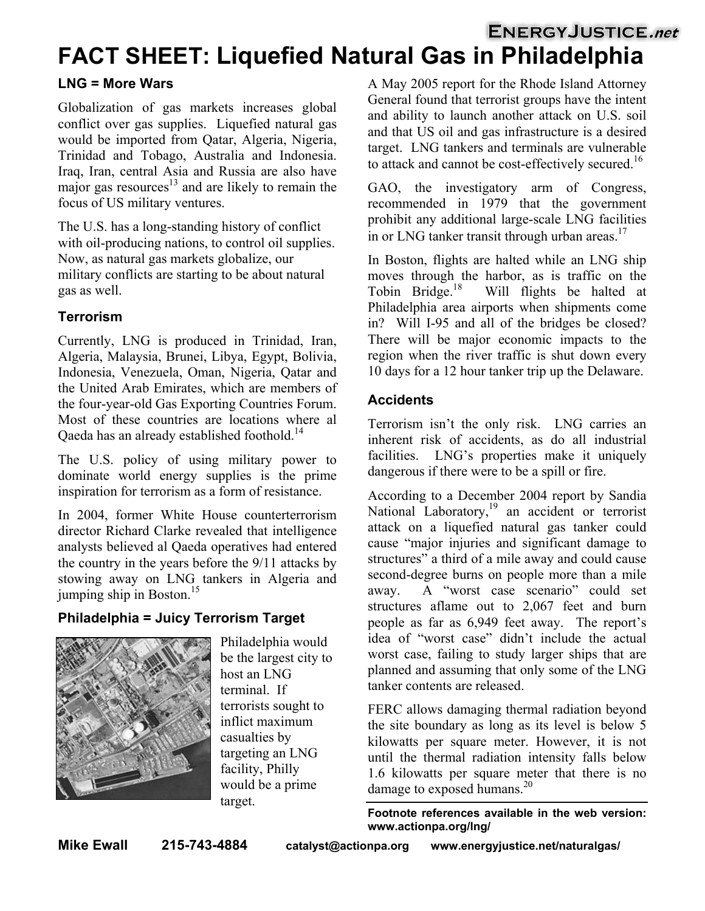# FACT SHEET: Liquefied Natural Gas in Philadelphia

### LNG = More Wars

Globalization of gas markets increases global conflict over gas supplies. Liquefied natural gas would be imported from Qatar, Algeria, Nigeria, Trinidad and Tobago, Australia and Indonesia. Iraq, Iran, central Asia and Russia are also have major gas resources[13] and are likely to remain the focus of US military ventures.

The U.S. has a long-standing history of conflict with oil-producing nations, to control oil supplies. Now, as natural gas markets globalize, our military conflicts are starting to be about natural gas as well.

### Terrorism

Currently, LNG is produced in Trinidad, Iran, Algeria, Malaysia, Brunei, Libya, Egypt, Bolivia, Indonesia, Venezuela, Oman, Nigeria, Qatar and the United Arab Emirates, which are members of the four-year-old Gas Exporting Countries Forum. Most of these countries are locations where al Qaeda has an already established foothold.[14]

The U.S. policy of using military power to dominate world energy supplies is the prime inspiration for terrorism as a form of resistance.

In 2004, former White House counterterrorism director Richard Clarke revealed that intelligence analysts believed al Qaeda operatives had entered the country in the years before the 9/11 attacks by stowing away on LNG tankers in Algeria and jumping ship in Boston.[15]

### Philadelphia = Juicy Terrorism Target

Philadelphia would be the largest city to host an LNG terminal. If terrorists sought to inflict maximum casualties by targeting an LNG facility, Philly would be a prime target.

A May 2005 report for the Rhode Island Attorney General found that terrorist groups have the intent and ability to launch another attack on U.S. soil and that US oil and gas infrastructure is a desired target. LNG tankers and terminals are vulnerable to attack and cannot be cost-effectively secured.[16]

GAO, the investigatory arm of Congress, recommended in 1979 that the government prohibit any additional large-scale LNG facilities in or LNG tanker transit through urban areas.[17]

In Boston, flights are halted while an LNG ship moves through the harbor, as is traffic on the Tobin Bridge.[18] Will flights be halted at Philadelphia area airports when shipments come in? Will I-95 and all of the bridges be closed? There will be major economic impacts to the region when the river traffic is shut down every 10 days for a 12 hour tanker trip up the Delaware.

### Accidents

Terrorism isn't the only risk. LNG carries an inherent risk of accidents, as do all industrial facilities. LNG's properties make it uniquely dangerous if there were to be a spill or fire.

According to a December 2004 report by Sandia National Laboratory,[19] an accident or terrorist attack on a liquefied natural gas tanker could cause "major injuries and significant damage to structures" a third of a mile away and could cause second-degree burns on people more than a mile away. A "worst case scenario" could set structures aflame out to 2,067 feet and burn people as far as 6,949 feet away. The report's idea of "worst case" didn't include the actual worst case, failing to study larger ships that are planned and assuming that only some of the LNG tanker contents are released.

FERC allows damaging thermal radiation beyond the site boundary as long as its level is below 5 kilowatts per square meter. However, it is not until the thermal radiation intensity falls below 1.6 kilowatts per square meter that there is no damage to exposed humans.[20]

**Footnote references available in the web version: www.actionpa.org/lng/**

**Mike Ewall 215-743-4884** catalyst@actionpa.org www.energyjustice.net/naturalgas/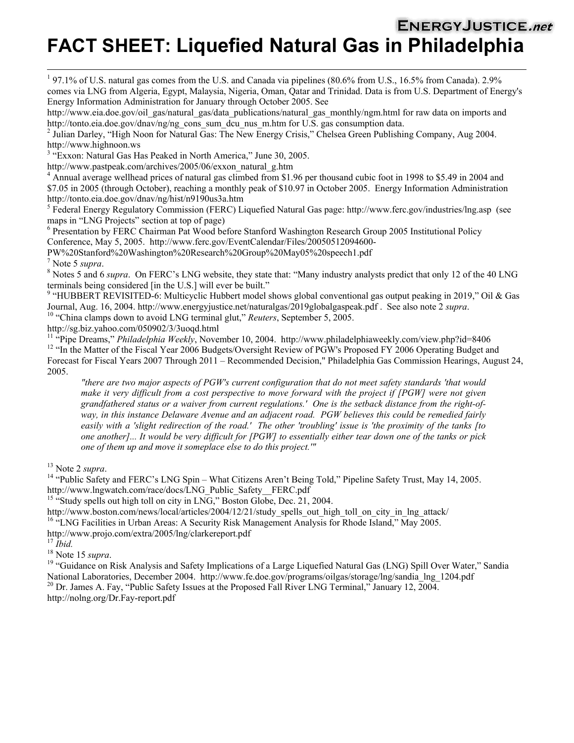# FACT SHEET: Liquefied Natural Gas in Philadelphia

[1] 97.1% of U.S. natural gas comes from the U.S. and Canada via pipelines (80.6% from U.S., 16.5% from Canada). 2.9% comes via LNG from Algeria, Egypt, Malaysia, Nigeria, Oman, Qatar and Trinidad. Data is from U.S. Department of Energy's Energy Information Administration for January through October 2005. See http://www.eia.doe.gov/oil_gas/natural_gas/data_publications/natural_gas_monthly/ngm.html for raw data on imports and http://tonto.eia.doe.gov/dnav/ng/ng_cons_sum_dcu_nus_m.htm for U.S. gas consumption data.

[2] Julian Darley, "High Noon for Natural Gas: The New Energy Crisis," Chelsea Green Publishing Company, Aug 2004. http://www.highnoon.ws

[3] "Exxon: Natural Gas Has Peaked in North America," June 30, 2005. http://www.pastpeak.com/archives/2005/06/exxon_natural_g.htm

[4] Annual average wellhead prices of natural gas climbed from $1.96 per thousand cubic foot in 1998 to $5.49 in 2004 and $7.05 in 2005 (through October), reaching a monthly peak of $10.97 in October 2005. Energy Information Administration http://tonto.eia.doe.gov/dnav/ng/hist/n9190us3a.htm

[5] Federal Energy Regulatory Commission (FERC) Liquefied Natural Gas page: http://www.ferc.gov/industries/lng.asp (see maps in "LNG Projects" section at top of page)

[6] Presentation by FERC Chairman Pat Wood before Stanford Washington Research Group 2005 Institutional Policy Conference, May 5, 2005. http://www.ferc.gov/EventCalendar/Files/20050512094600-PW%20Stanford%20Washington%20Research%20Group%20May05%20speech1.pdf

[7] Note 5 *supra*.

[8] Notes 5 and 6 *supra*. On FERC's LNG website, they state that: "Many industry analysts predict that only 12 of the 40 LNG terminals being considered [in the U.S.] will ever be built."

[9] "HUBBERT REVISITED-6: Multicyclic Hubbert model shows global conventional gas output peaking in 2019," Oil & Gas Journal, Aug. 16, 2004. http://www.energyjustice.net/naturalgas/2019globalgaspeak.pdf . See also note 2 *supra*.

[10] "China clamps down to avoid LNG terminal glut," *Reuters*, September 5, 2005. http://sg.biz.yahoo.com/050902/3/3uoqd.html

[11] "Pipe Dreams," *Philadelphia Weekly*, November 10, 2004. http://www.philadelphiaweekly.com/view.php?id=8406

[12] "In the Matter of the Fiscal Year 2006 Budgets/Oversight Review of PGW's Proposed FY 2006 Operating Budget and Forecast for Fiscal Years 2007 Through 2011 – Recommended Decision," Philadelphia Gas Commission Hearings, August 24, 2005.

> *"there are two major aspects of PGW's current configuration that do not meet safety standards 'that would make it very difficult from a cost perspective to move forward with the project if [PGW] were not given grandfathered status or a waiver from current regulations.' One is the setback distance from the right-of-way, in this instance Delaware Avenue and an adjacent road. PGW believes this could be remedied fairly easily with a 'slight redirection of the road.' The other 'troubling' issue is 'the proximity of the tanks [to one another]... It would be very difficult for [PGW] to essentially either tear down one of the tanks or pick one of them up and move it someplace else to do this project.'"*

[13] Note 2 *supra*.

[14] "Public Safety and FERC's LNG Spin – What Citizens Aren't Being Told," Pipeline Safety Trust, May 14, 2005. http://www.lngwatch.com/race/docs/LNG_Public_Safety__FERC.pdf

[15] "Study spells out high toll on city in LNG," Boston Globe, Dec. 21, 2004. http://www.boston.com/news/local/articles/2004/12/21/study_spells_out_high_toll_on_city_in_lng_attack/

[16] "LNG Facilities in Urban Areas: A Security Risk Management Analysis for Rhode Island," May 2005. http://www.projo.com/extra/2005/lng/clarkereport.pdf

[17] *Ibid.*

[18] Note 15 *supra*.

[19] "Guidance on Risk Analysis and Safety Implications of a Large Liquefied Natural Gas (LNG) Spill Over Water," Sandia National Laboratories, December 2004. http://www.fe.doe.gov/programs/oilgas/storage/lng/sandia_lng_1204.pdf

[20] Dr. James A. Fay, "Public Safety Issues at the Proposed Fall River LNG Terminal," January 12, 2004. http://nolng.org/Dr.Fay-report.pdf